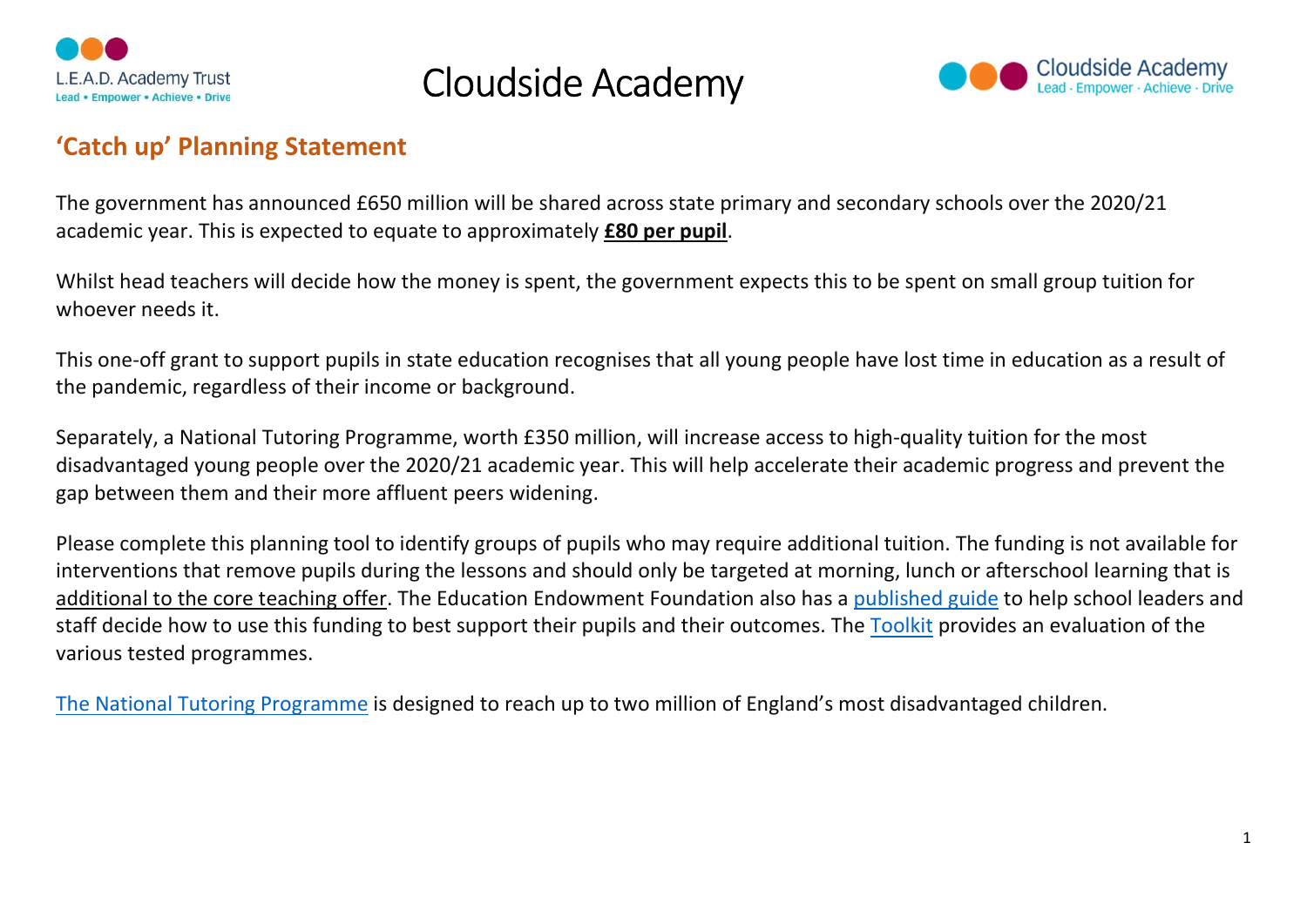# Cloudside Academy

## 'Catch up' Planning Statement

The government has announced £650 million will be shared across state primary and secondary schools over the 2020/21 academic year. This is expected to equate to approximately **£80 per pupil**.

Whilst head teachers will decide how the money is spent, the government expects this to be spent on small group tuition for whoever needs it.

This one-off grant to support pupils in state education recognises that all young people have lost time in education as a result of the pandemic, regardless of their income or background.

Separately, a National Tutoring Programme, worth £350 million, will increase access to high-quality tuition for the most disadvantaged young people over the 2020/21 academic year. This will help accelerate their academic progress and prevent the gap between them and their more affluent peers widening.

Please complete this planning tool to identify groups of pupils who may require additional tuition. The funding is not available for interventions that remove pupils during the lessons and should only be targeted at morning, lunch or afterschool learning that is additional to the core teaching offer. The Education Endowment Foundation also has a published guide to help school leaders and staff decide how to use this funding to best support their pupils and their outcomes. The Toolkit provides an evaluation of the various tested programmes.

The National Tutoring Programme is designed to reach up to two million of England's most disadvantaged children.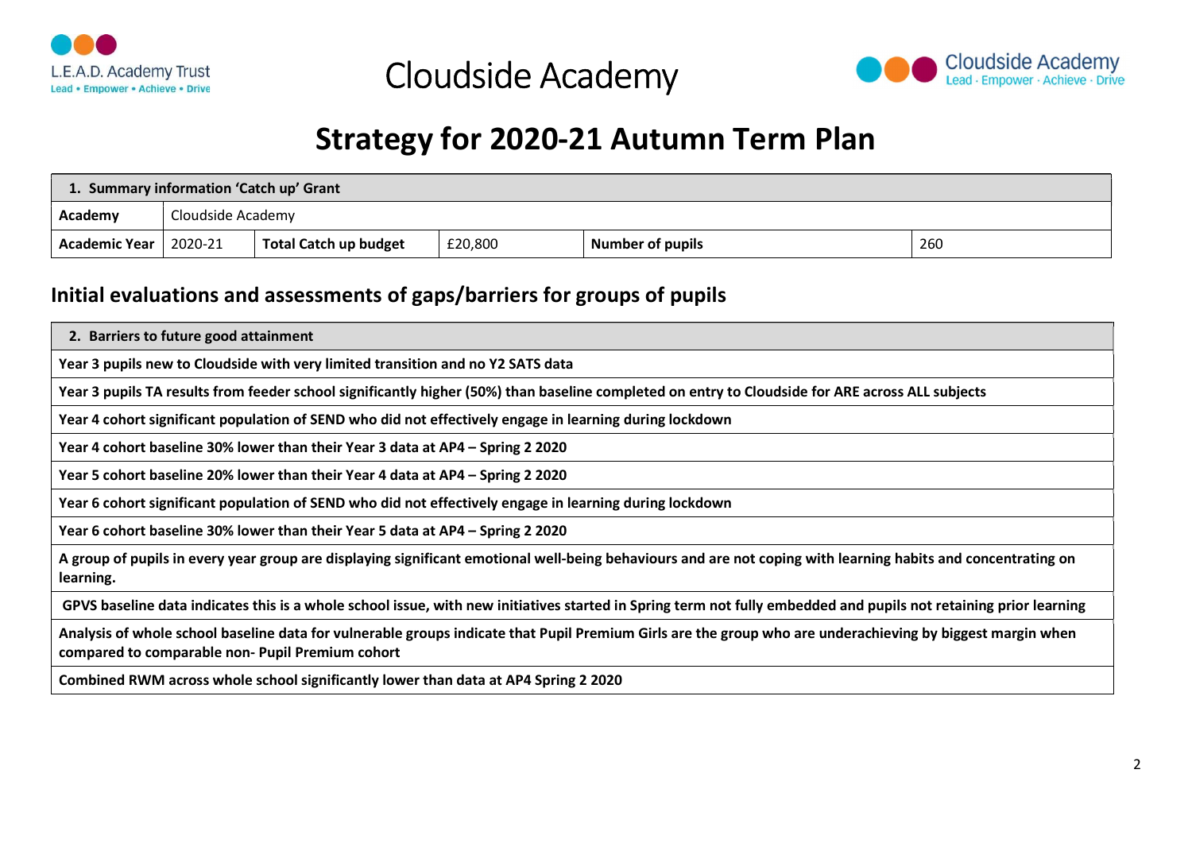# Cloudside Academy

## Strategy for 2020-21 Autumn Term Plan

| 1. Summary information 'Catch up' Grant | | | | | |
|---|---|---|---|---|---|
| **Academy** | Cloudside Academy | | | | |
| **Academic Year** | 2020-21 | **Total Catch up budget** | £20,800 | **Number of pupils** | 260 |

## Initial evaluations and assessments of gaps/barriers for groups of pupils

| 2. Barriers to future good attainment |
|---|
| **Year 3 pupils new to Cloudside with very limited transition and no Y2 SATS data** |
| **Year 3 pupils TA results from feeder school significantly higher (50%) than baseline completed on entry to Cloudside for ARE across ALL subjects** |
| **Year 4 cohort significant population of SEND who did not effectively engage in learning during lockdown** |
| **Year 4 cohort baseline 30% lower than their Year 3 data at AP4 – Spring 2 2020** |
| **Year 5 cohort baseline 20% lower than their Year 4 data at AP4 – Spring 2 2020** |
| **Year 6 cohort significant population of SEND who did not effectively engage in learning during lockdown** |
| **Year 6 cohort baseline 30% lower than their Year 5 data at AP4 – Spring 2 2020** |
| **A group of pupils in every year group are displaying significant emotional well-being behaviours and are not coping with learning habits and concentrating on learning.** |
| **GPVS baseline data indicates this is a whole school issue, with new initiatives started in Spring term not fully embedded and pupils not retaining prior learning** |
| **Analysis of whole school baseline data for vulnerable groups indicate that Pupil Premium Girls are the group who are underachieving by biggest margin when compared to comparable non- Pupil Premium cohort** |
| **Combined RWM across whole school significantly lower than data at AP4 Spring 2 2020** |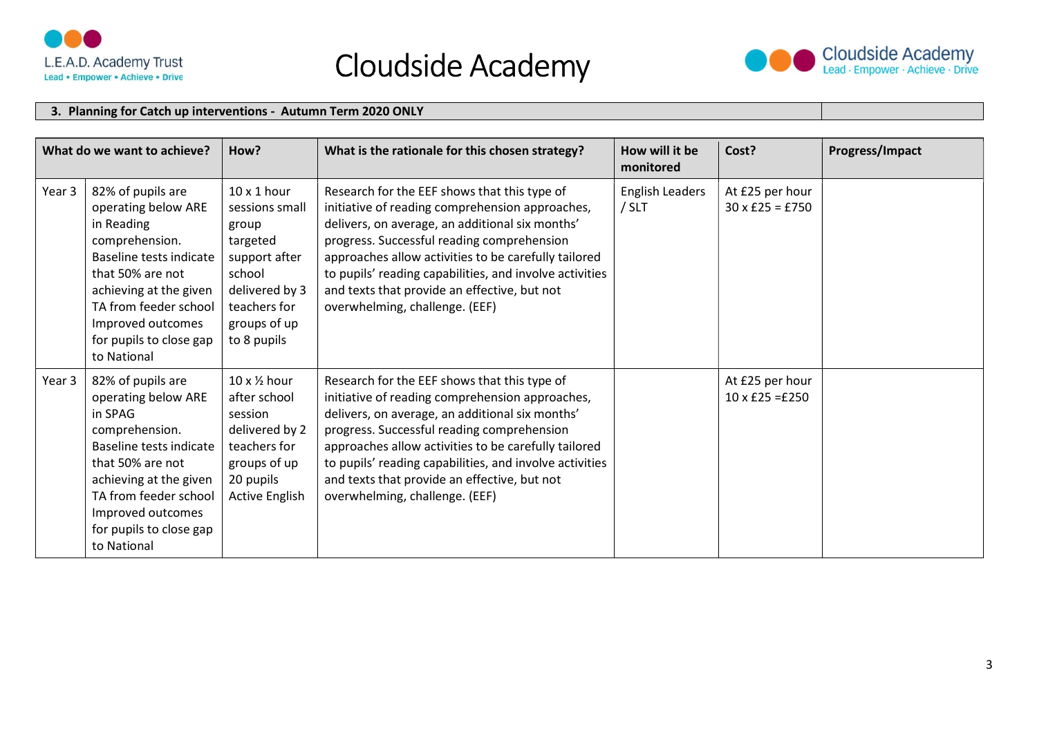# Cloudside Academy

**3. Planning for Catch up interventions - Autumn Term 2020 ONLY**

| What do we want to achieve? | | How? | What is the rationale for this chosen strategy? | How will it be monitored | Cost? | Progress/Impact |
|---|---|---|---|---|---|---|
| Year 3 | 82% of pupils are operating below ARE in Reading comprehension. Baseline tests indicate that 50% are not achieving at the given TA from feeder school Improved outcomes for pupils to close gap to National | 10 x 1 hour sessions small group targeted support after school delivered by 3 teachers for groups of up to 8 pupils | Research for the EEF shows that this type of initiative of reading comprehension approaches, delivers, on average, an additional six months' progress. Successful reading comprehension approaches allow activities to be carefully tailored to pupils' reading capabilities, and involve activities and texts that provide an effective, but not overwhelming, challenge. (EEF) | English Leaders / SLT | At £25 per hour 30 x £25 = £750 | |
| Year 3 | 82% of pupils are operating below ARE in SPAG comprehension. Baseline tests indicate that 50% are not achieving at the given TA from feeder school Improved outcomes for pupils to close gap to National | 10 x ½ hour after school session delivered by 2 teachers for groups of up 20 pupils Active English | Research for the EEF shows that this type of initiative of reading comprehension approaches, delivers, on average, an additional six months' progress. Successful reading comprehension approaches allow activities to be carefully tailored to pupils' reading capabilities, and involve activities and texts that provide an effective, but not overwhelming, challenge. (EEF) | | At £25 per hour 10 x £25 =£250 | |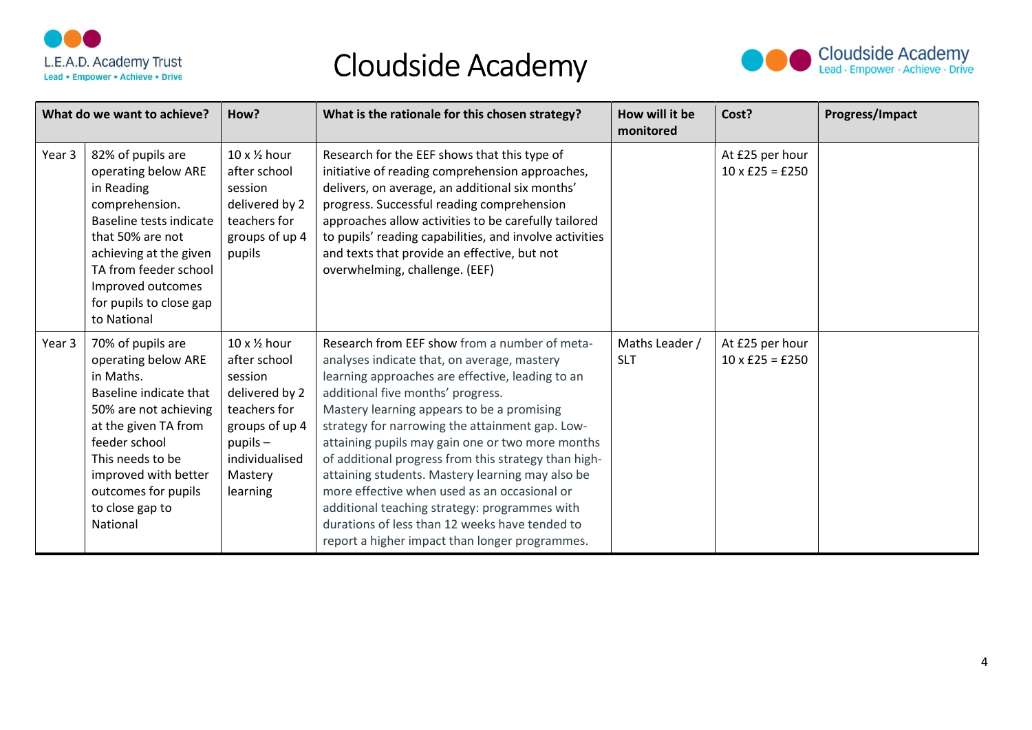# Cloudside Academy

| What do we want to achieve? | | How? | What is the rationale for this chosen strategy? | How will it be monitored | Cost? | Progress/Impact |
|---|---|---|---|---|---|---|
| Year 3 | 82% of pupils are operating below ARE in Reading comprehension. Baseline tests indicate that 50% are not achieving at the given TA from feeder school Improved outcomes for pupils to close gap to National | 10 x ½ hour after school session delivered by 2 teachers for groups of up 4 pupils | Research for the EEF shows that this type of initiative of reading comprehension approaches, delivers, on average, an additional six months' progress. Successful reading comprehension approaches allow activities to be carefully tailored to pupils' reading capabilities, and involve activities and texts that provide an effective, but not overwhelming, challenge. (EEF) | | At £25 per hour 10 x £25 = £250 | |
| Year 3 | 70% of pupils are operating below ARE in Maths. Baseline indicate that 50% are not achieving at the given TA from feeder school This needs to be improved with better outcomes for pupils to close gap to National | 10 x ½ hour after school session delivered by 2 teachers for groups of up 4 pupils – individualised Mastery learning | Research from EEF show from a number of meta-analyses indicate that, on average, mastery learning approaches are effective, leading to an additional five months' progress. Mastery learning appears to be a promising strategy for narrowing the attainment gap. Low-attaining pupils may gain one or two more months of additional progress from this strategy than high-attaining students. Mastery learning may also be more effective when used as an occasional or additional teaching strategy: programmes with durations of less than 12 weeks have tended to report a higher impact than longer programmes. | Maths Leader / SLT | At £25 per hour 10 x £25 = £250 | |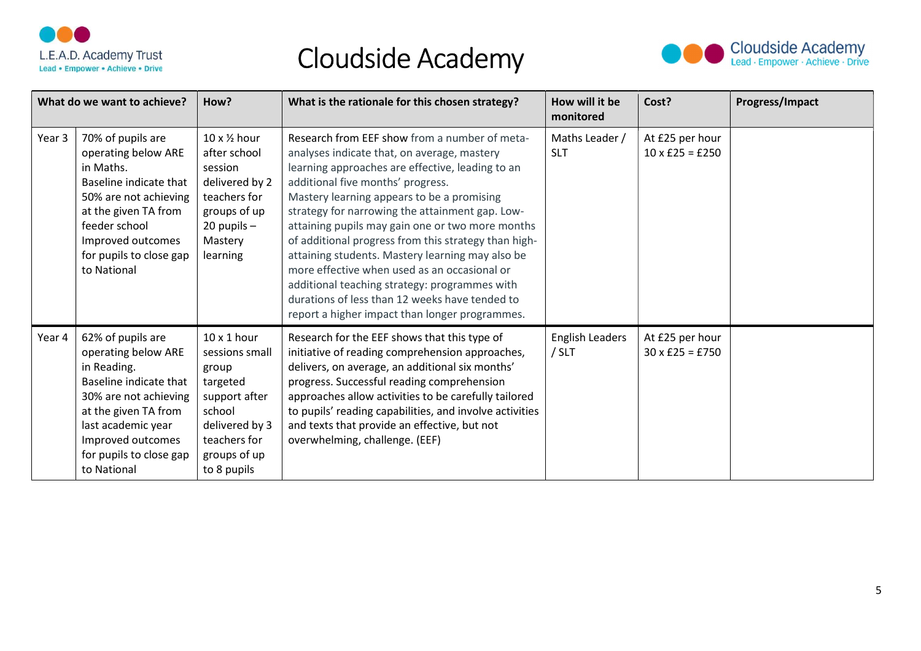# Cloudside Academy

| What do we want to achieve? | | How? | What is the rationale for this chosen strategy? | How will it be monitored | Cost? | Progress/Impact |
|---|---|---|---|---|---|---|
| Year 3 | 70% of pupils are operating below ARE in Maths. Baseline indicate that 50% are not achieving at the given TA from feeder school Improved outcomes for pupils to close gap to National | 10 x ½ hour after school session delivered by 2 teachers for groups of up 20 pupils – Mastery learning | Research from EEF show from a number of meta-analyses indicate that, on average, mastery learning approaches are effective, leading to an additional five months' progress. Mastery learning appears to be a promising strategy for narrowing the attainment gap. Low-attaining pupils may gain one or two more months of additional progress from this strategy than high-attaining students. Mastery learning may also be more effective when used as an occasional or additional teaching strategy: programmes with durations of less than 12 weeks have tended to report a higher impact than longer programmes. | Maths Leader / SLT | At £25 per hour 10 x £25 = £250 | |
| Year 4 | 62% of pupils are operating below ARE in Reading. Baseline indicate that 30% are not achieving at the given TA from last academic year Improved outcomes for pupils to close gap to National | 10 x 1 hour sessions small group targeted support after school delivered by 3 teachers for groups of up to 8 pupils | Research for the EEF shows that this type of initiative of reading comprehension approaches, delivers, on average, an additional six months' progress. Successful reading comprehension approaches allow activities to be carefully tailored to pupils' reading capabilities, and involve activities and texts that provide an effective, but not overwhelming, challenge. (EEF) | English Leaders / SLT | At £25 per hour 30 x £25 = £750 | |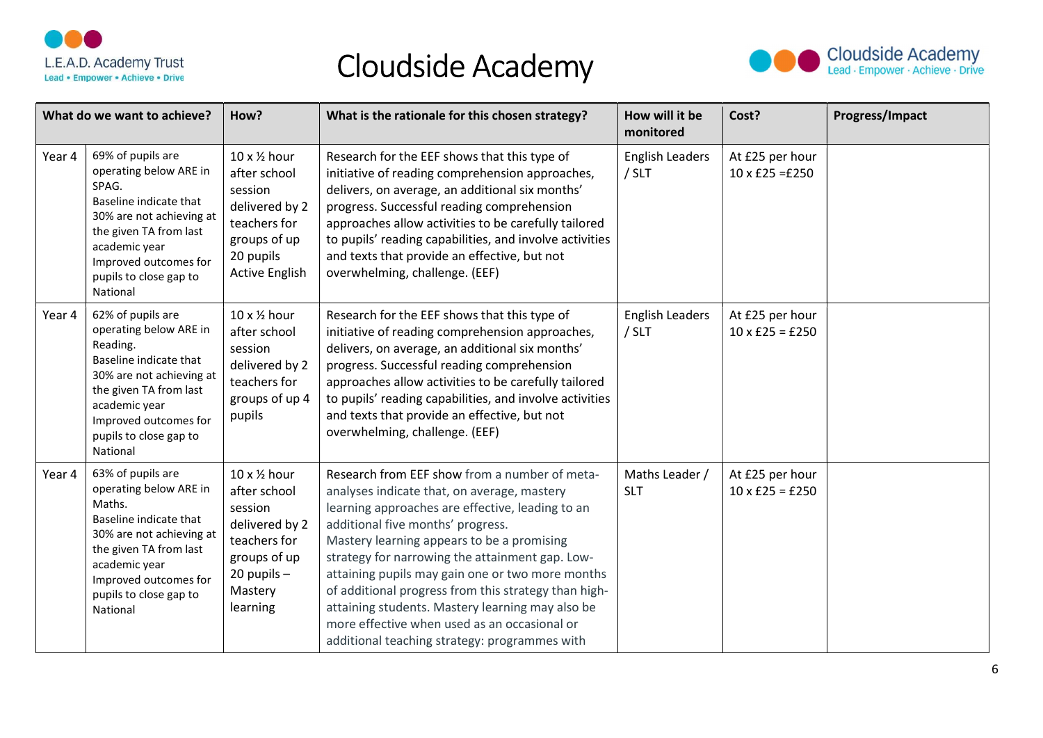# Cloudside Academy

| What do we want to achieve? | | How? | What is the rationale for this chosen strategy? | How will it be monitored | Cost? | Progress/Impact |
|---|---|---|---|---|---|---|
| Year 4 | 69% of pupils are operating below ARE in SPAG. Baseline indicate that 30% are not achieving at the given TA from last academic year Improved outcomes for pupils to close gap to National | 10 x ½ hour after school session delivered by 2 teachers for groups of up 20 pupils Active English | Research for the EEF shows that this type of initiative of reading comprehension approaches, delivers, on average, an additional six months' progress. Successful reading comprehension approaches allow activities to be carefully tailored to pupils' reading capabilities, and involve activities and texts that provide an effective, but not overwhelming, challenge. (EEF) | English Leaders / SLT | At £25 per hour 10 x £25 =£250 | |
| Year 4 | 62% of pupils are operating below ARE in Reading. Baseline indicate that 30% are not achieving at the given TA from last academic year Improved outcomes for pupils to close gap to National | 10 x ½ hour after school session delivered by 2 teachers for groups of up 4 pupils | Research for the EEF shows that this type of initiative of reading comprehension approaches, delivers, on average, an additional six months' progress. Successful reading comprehension approaches allow activities to be carefully tailored to pupils' reading capabilities, and involve activities and texts that provide an effective, but not overwhelming, challenge. (EEF) | English Leaders / SLT | At £25 per hour 10 x £25 = £250 | |
| Year 4 | 63% of pupils are operating below ARE in Maths. Baseline indicate that 30% are not achieving at the given TA from last academic year Improved outcomes for pupils to close gap to National | 10 x ½ hour after school session delivered by 2 teachers for groups of up 20 pupils – Mastery learning | Research from EEF show from a number of meta-analyses indicate that, on average, mastery learning approaches are effective, leading to an additional five months' progress. Mastery learning appears to be a promising strategy for narrowing the attainment gap. Low-attaining pupils may gain one or two more months of additional progress from this strategy than high-attaining students. Mastery learning may also be more effective when used as an occasional or additional teaching strategy: programmes with | Maths Leader / SLT | At £25 per hour 10 x £25 = £250 | |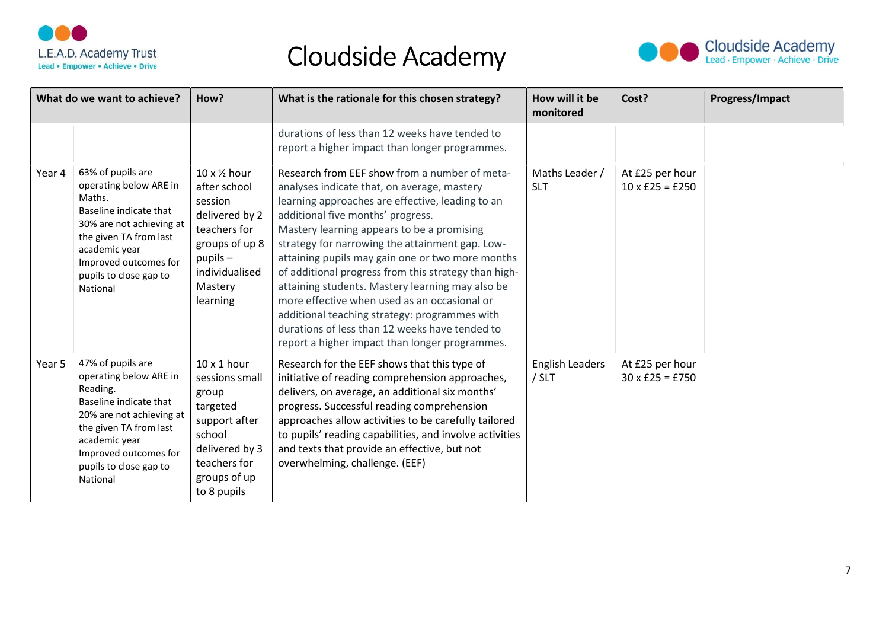# Cloudside Academy

| What do we want to achieve? | | How? | What is the rationale for this chosen strategy? | How will it be monitored | Cost? | Progress/Impact |
|---|---|---|---|---|---|---|
| | | | durations of less than 12 weeks have tended to report a higher impact than longer programmes. | | | |
| Year 4 | 63% of pupils are operating below ARE in Maths. Baseline indicate that 30% are not achieving at the given TA from last academic year Improved outcomes for pupils to close gap to National | 10 x ½ hour after school session delivered by 2 teachers for groups of up 8 pupils – individualised Mastery learning | Research from EEF show from a number of meta-analyses indicate that, on average, mastery learning approaches are effective, leading to an additional five months' progress. Mastery learning appears to be a promising strategy for narrowing the attainment gap. Low-attaining pupils may gain one or two more months of additional progress from this strategy than high-attaining students. Mastery learning may also be more effective when used as an occasional or additional teaching strategy: programmes with durations of less than 12 weeks have tended to report a higher impact than longer programmes. | Maths Leader / SLT | At £25 per hour 10 x £25 = £250 | |
| Year 5 | 47% of pupils are operating below ARE in Reading. Baseline indicate that 20% are not achieving at the given TA from last academic year Improved outcomes for pupils to close gap to National | 10 x 1 hour sessions small group targeted support after school delivered by 3 teachers for groups of up to 8 pupils | Research for the EEF shows that this type of initiative of reading comprehension approaches, delivers, on average, an additional six months' progress. Successful reading comprehension approaches allow activities to be carefully tailored to pupils' reading capabilities, and involve activities and texts that provide an effective, but not overwhelming, challenge. (EEF) | English Leaders / SLT | At £25 per hour 30 x £25 = £750 | |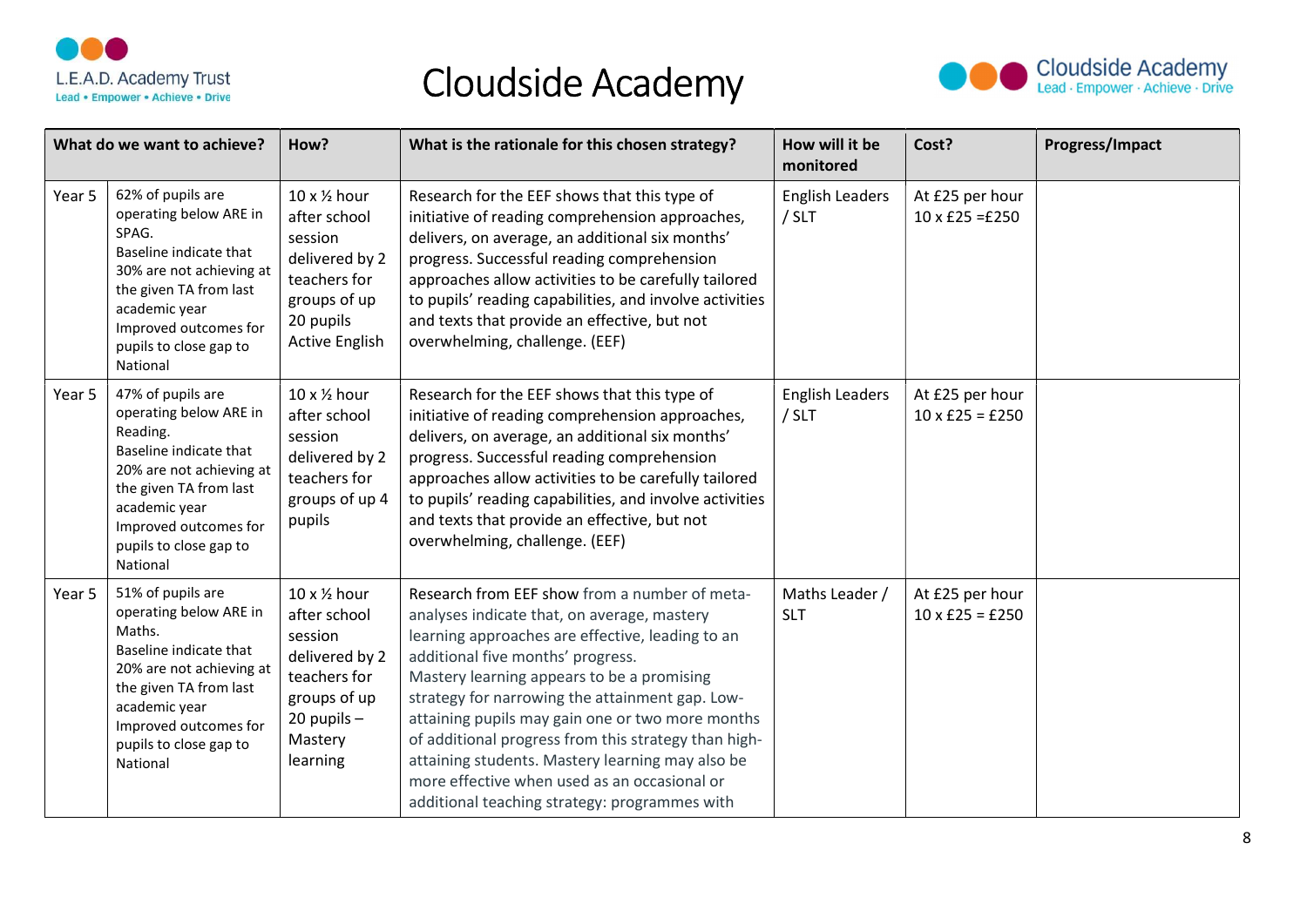# Cloudside Academy

| What do we want to achieve? | | How? | What is the rationale for this chosen strategy? | How will it be monitored | Cost? | Progress/Impact |
|---|---|---|---|---|---|---|
| Year 5 | 62% of pupils are operating below ARE in SPAG.<br>Baseline indicate that 30% are not achieving at the given TA from last academic year<br>Improved outcomes for pupils to close gap to National | 10 x ½ hour after school session delivered by 2 teachers for groups of up 20 pupils Active English | Research for the EEF shows that this type of initiative of reading comprehension approaches, delivers, on average, an additional six months' progress. Successful reading comprehension approaches allow activities to be carefully tailored to pupils' reading capabilities, and involve activities and texts that provide an effective, but not overwhelming, challenge. (EEF) | English Leaders / SLT | At £25 per hour<br>10 x £25 =£250 | |
| Year 5 | 47% of pupils are operating below ARE in Reading.<br>Baseline indicate that 20% are not achieving at the given TA from last academic year<br>Improved outcomes for pupils to close gap to National | 10 x ½ hour after school session delivered by 2 teachers for groups of up 4 pupils | Research for the EEF shows that this type of initiative of reading comprehension approaches, delivers, on average, an additional six months' progress. Successful reading comprehension approaches allow activities to be carefully tailored to pupils' reading capabilities, and involve activities and texts that provide an effective, but not overwhelming, challenge. (EEF) | English Leaders / SLT | At £25 per hour<br>10 x £25 = £250 | |
| Year 5 | 51% of pupils are operating below ARE in Maths.<br>Baseline indicate that 20% are not achieving at the given TA from last academic year<br>Improved outcomes for pupils to close gap to National | 10 x ½ hour after school session delivered by 2 teachers for groups of up 20 pupils – Mastery learning | Research from EEF show from a number of meta-analyses indicate that, on average, mastery learning approaches are effective, leading to an additional five months' progress.<br>Mastery learning appears to be a promising strategy for narrowing the attainment gap. Low-attaining pupils may gain one or two more months of additional progress from this strategy than high-attaining students. Mastery learning may also be more effective when used as an occasional or additional teaching strategy: programmes with | Maths Leader / SLT | At £25 per hour<br>10 x £25 = £250 | |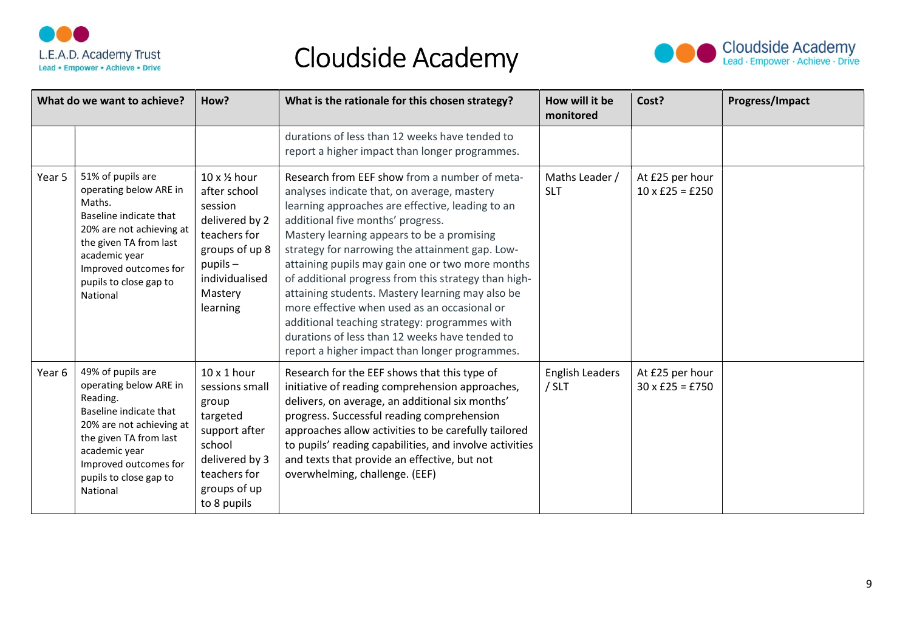# Cloudside Academy

| What do we want to achieve? | | How? | What is the rationale for this chosen strategy? | How will it be monitored | Cost? | Progress/Impact |
|---|---|---|---|---|---|---|
| | | | durations of less than 12 weeks have tended to report a higher impact than longer programmes. | | | |
| Year 5 | 51% of pupils are operating below ARE in Maths. Baseline indicate that 20% are not achieving at the given TA from last academic year Improved outcomes for pupils to close gap to National | 10 x ½ hour after school session delivered by 2 teachers for groups of up 8 pupils – individualised Mastery learning | Research from EEF show from a number of meta-analyses indicate that, on average, mastery learning approaches are effective, leading to an additional five months' progress. Mastery learning appears to be a promising strategy for narrowing the attainment gap. Low-attaining pupils may gain one or two more months of additional progress from this strategy than high-attaining students. Mastery learning may also be more effective when used as an occasional or additional teaching strategy: programmes with durations of less than 12 weeks have tended to report a higher impact than longer programmes. | Maths Leader / SLT | At £25 per hour 10 x £25 = £250 | |
| Year 6 | 49% of pupils are operating below ARE in Reading. Baseline indicate that 20% are not achieving at the given TA from last academic year Improved outcomes for pupils to close gap to National | 10 x 1 hour sessions small group targeted support after school delivered by 3 teachers for groups of up to 8 pupils | Research for the EEF shows that this type of initiative of reading comprehension approaches, delivers, on average, an additional six months' progress. Successful reading comprehension approaches allow activities to be carefully tailored to pupils' reading capabilities, and involve activities and texts that provide an effective, but not overwhelming, challenge. (EEF) | English Leaders / SLT | At £25 per hour 30 x £25 = £750 | |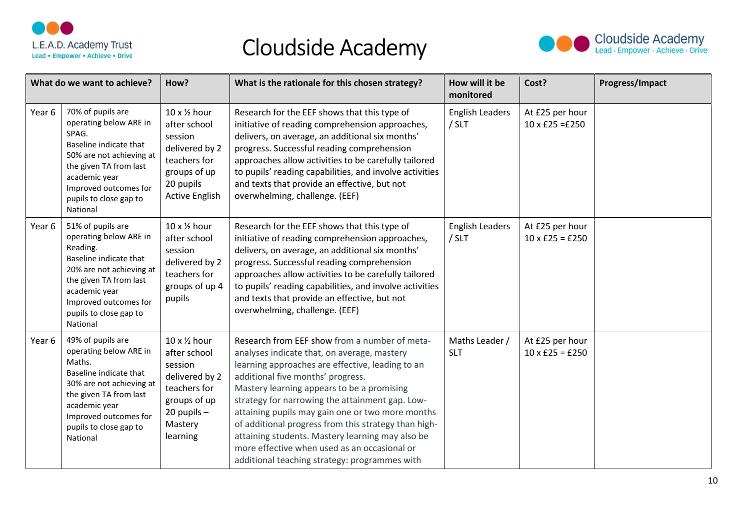# Cloudside Academy

| What do we want to achieve? | | How? | What is the rationale for this chosen strategy? | How will it be monitored | Cost? | Progress/Impact |
|---|---|---|---|---|---|---|
| Year 6 | 70% of pupils are operating below ARE in SPAG. Baseline indicate that 50% are not achieving at the given TA from last academic year Improved outcomes for pupils to close gap to National | 10 x ½ hour after school session delivered by 2 teachers for groups of up 20 pupils Active English | Research for the EEF shows that this type of initiative of reading comprehension approaches, delivers, on average, an additional six months' progress. Successful reading comprehension approaches allow activities to be carefully tailored to pupils' reading capabilities, and involve activities and texts that provide an effective, but not overwhelming, challenge. (EEF) | English Leaders / SLT | At £25 per hour 10 x £25 =£250 | |
| Year 6 | 51% of pupils are operating below ARE in Reading. Baseline indicate that 20% are not achieving at the given TA from last academic year Improved outcomes for pupils to close gap to National | 10 x ½ hour after school session delivered by 2 teachers for groups of up 4 pupils | Research for the EEF shows that this type of initiative of reading comprehension approaches, delivers, on average, an additional six months' progress. Successful reading comprehension approaches allow activities to be carefully tailored to pupils' reading capabilities, and involve activities and texts that provide an effective, but not overwhelming, challenge. (EEF) | English Leaders / SLT | At £25 per hour 10 x £25 = £250 | |
| Year 6 | 49% of pupils are operating below ARE in Maths. Baseline indicate that 30% are not achieving at the given TA from last academic year Improved outcomes for pupils to close gap to National | 10 x ½ hour after school session delivered by 2 teachers for groups of up 20 pupils – Mastery learning | Research from EEF show from a number of meta-analyses indicate that, on average, mastery learning approaches are effective, leading to an additional five months' progress. Mastery learning appears to be a promising strategy for narrowing the attainment gap. Low-attaining pupils may gain one or two more months of additional progress from this strategy than high-attaining students. Mastery learning may also be more effective when used as an occasional or additional teaching strategy: programmes with | Maths Leader / SLT | At £25 per hour 10 x £25 = £250 | |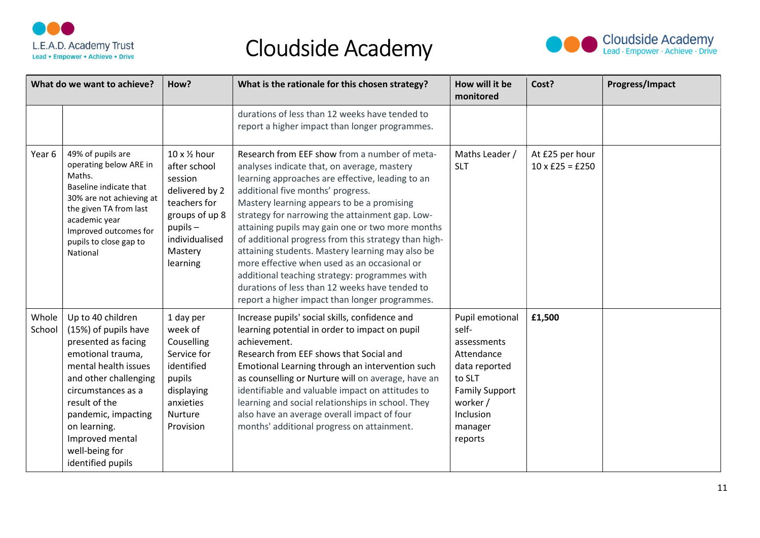# Cloudside Academy

| What do we want to achieve? | | How? | What is the rationale for this chosen strategy? | How will it be monitored | Cost? | Progress/Impact |
|---|---|---|---|---|---|---|
| | | | durations of less than 12 weeks have tended to report a higher impact than longer programmes. | | | |
| Year 6 | 49% of pupils are operating below ARE in Maths. Baseline indicate that 30% are not achieving at the given TA from last academic year Improved outcomes for pupils to close gap to National | 10 x ½ hour after school session delivered by 2 teachers for groups of up 8 pupils – individualised Mastery learning | Research from EEF show from a number of meta-analyses indicate that, on average, mastery learning approaches are effective, leading to an additional five months' progress. Mastery learning appears to be a promising strategy for narrowing the attainment gap. Low-attaining pupils may gain one or two more months of additional progress from this strategy than high-attaining students. Mastery learning may also be more effective when used as an occasional or additional teaching strategy: programmes with durations of less than 12 weeks have tended to report a higher impact than longer programmes. | Maths Leader / SLT | At £25 per hour 10 x £25 = £250 | |
| Whole School | Up to 40 children (15%) of pupils have presented as facing emotional trauma, mental health issues and other challenging circumstances as a result of the pandemic, impacting on learning. Improved mental well-being for identified pupils | 1 day per week of Couselling Service for identified pupils displaying anxieties Nurture Provision | Increase pupils' social skills, confidence and learning potential in order to impact on pupil achievement. Research from EEF shows that Social and Emotional Learning through an intervention such as counselling or Nurture will on average, have an identifiable and valuable impact on attitudes to learning and social relationships in school. They also have an average overall impact of four months' additional progress on attainment. | Pupil emotional self-assessments Attendance data reported to SLT Family Support worker / Inclusion manager reports | **£1,500** | |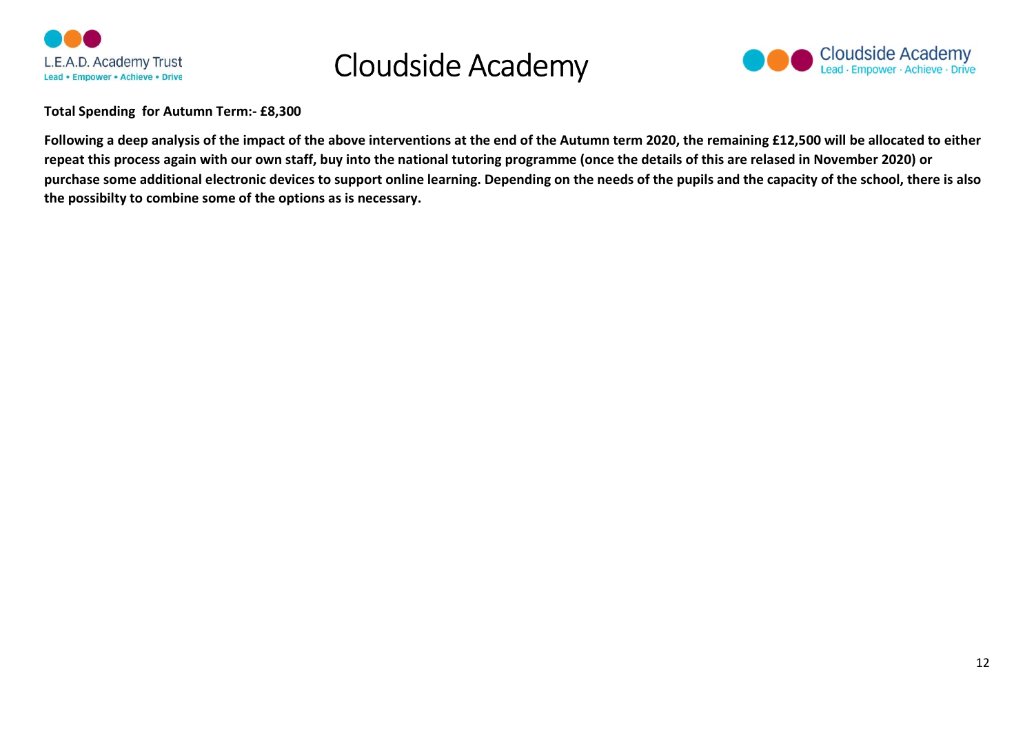**Total Spending  for Autumn Term:- £8,300**

**Following a deep analysis of the impact of the above interventions at the end of the Autumn term 2020, the remaining £12,500 will be allocated to either repeat this process again with our own staff, buy into the national tutoring programme (once the details of this are relased in November 2020) or purchase some additional electronic devices to support online learning. Depending on the needs of the pupils and the capacity of the school, there is also the possibilty to combine some of the options as is necessary.**